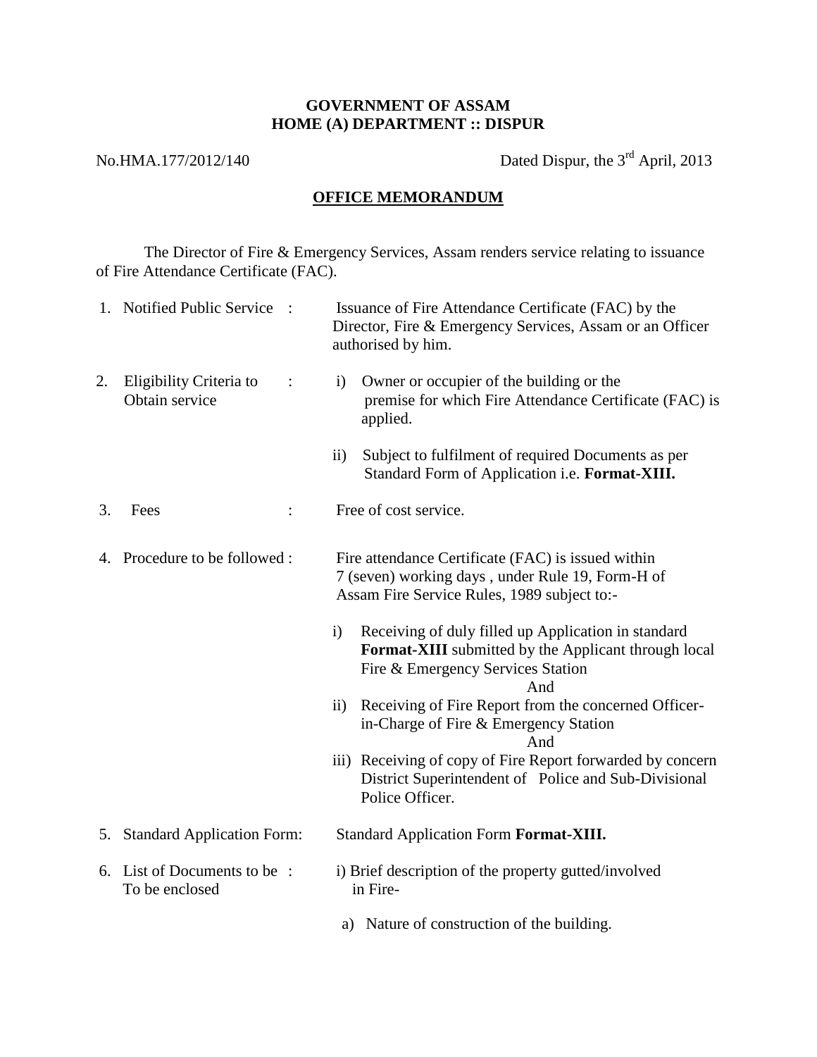**GOVERNMENT OF ASSAM**
**HOME (A) DEPARTMENT :: DISPUR**

No.HMA.177/2012/140 Dated Dispur, the 3rd April, 2013

**OFFICE MEMORANDUM**

The Director of Fire & Emergency Services, Assam renders service relating to issuance of Fire Attendance Certificate (FAC).

1. Notified Public Service : Issuance of Fire Attendance Certificate (FAC) by the Director, Fire & Emergency Services, Assam or an Officer authorised by him.

2. Eligibility Criteria to Obtain service :
   i) Owner or occupier of the building or the premise for which Fire Attendance Certificate (FAC) is applied.
   ii) Subject to fulfilment of required Documents as per Standard Form of Application i.e. **Format-XIII.**

3. Fees : Free of cost service.

4. Procedure to be followed : Fire attendance Certificate (FAC) is issued within 7 (seven) working days , under Rule 19, Form-H of Assam Fire Service Rules, 1989 subject to:-
   i) Receiving of duly filled up Application in standard **Format-XIII** submitted by the Applicant through local Fire & Emergency Services Station
   And
   ii) Receiving of Fire Report from the concerned Officer-in-Charge of Fire & Emergency Station
   And
   iii) Receiving of copy of Fire Report forwarded by concern District Superintendent of Police and Sub-Divisional Police Officer.

5. Standard Application Form: Standard Application Form **Format-XIII.**

6. List of Documents to be To be enclosed : i) Brief description of the property gutted/involved in Fire-
   a) Nature of construction of the building.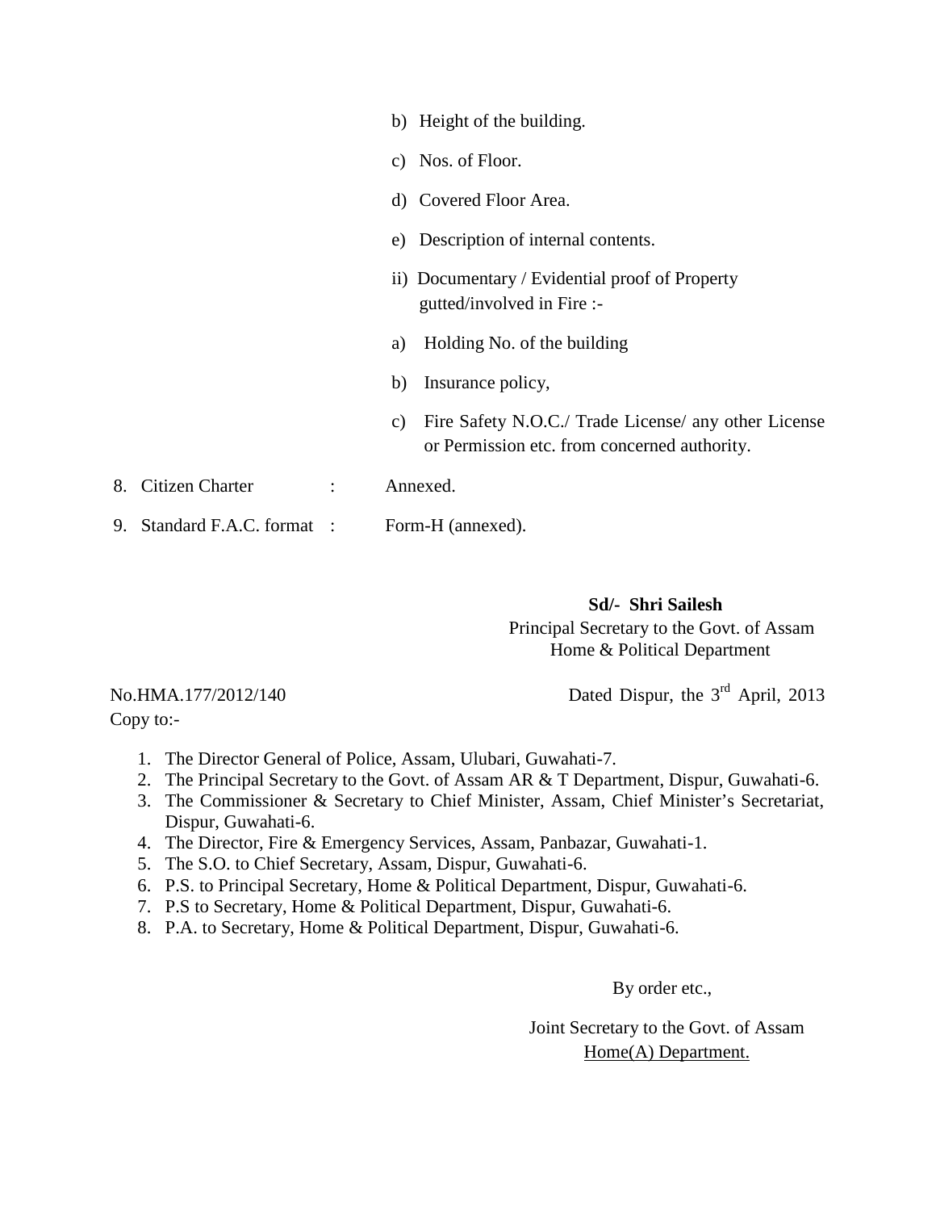b) Height of the building.

c) Nos. of Floor.

d) Covered Floor Area.

e) Description of internal contents.

ii) Documentary / Evidential proof of Property gutted/involved in Fire :-

a) Holding No. of the building

b) Insurance policy,

c) Fire Safety N.O.C./ Trade License/ any other License or Permission etc. from concerned authority.

8. Citizen Charter : Annexed.

9. Standard F.A.C. format : Form-H (annexed).

**Sd/- Shri Sailesh**
Principal Secretary to the Govt. of Assam
Home & Political Department

No.HMA.177/2012/140 Dated Dispur, the 3rd April, 2013

Copy to:-

1. The Director General of Police, Assam, Ulubari, Guwahati-7.
2. The Principal Secretary to the Govt. of Assam AR & T Department, Dispur, Guwahati-6.
3. The Commissioner & Secretary to Chief Minister, Assam, Chief Minister's Secretariat, Dispur, Guwahati-6.
4. The Director, Fire & Emergency Services, Assam, Panbazar, Guwahati-1.
5. The S.O. to Chief Secretary, Assam, Dispur, Guwahati-6.
6. P.S. to Principal Secretary, Home & Political Department, Dispur, Guwahati-6.
7. P.S to Secretary, Home & Political Department, Dispur, Guwahati-6.
8. P.A. to Secretary, Home & Political Department, Dispur, Guwahati-6.

By order etc.,

Joint Secretary to the Govt. of Assam
Home(A) Department.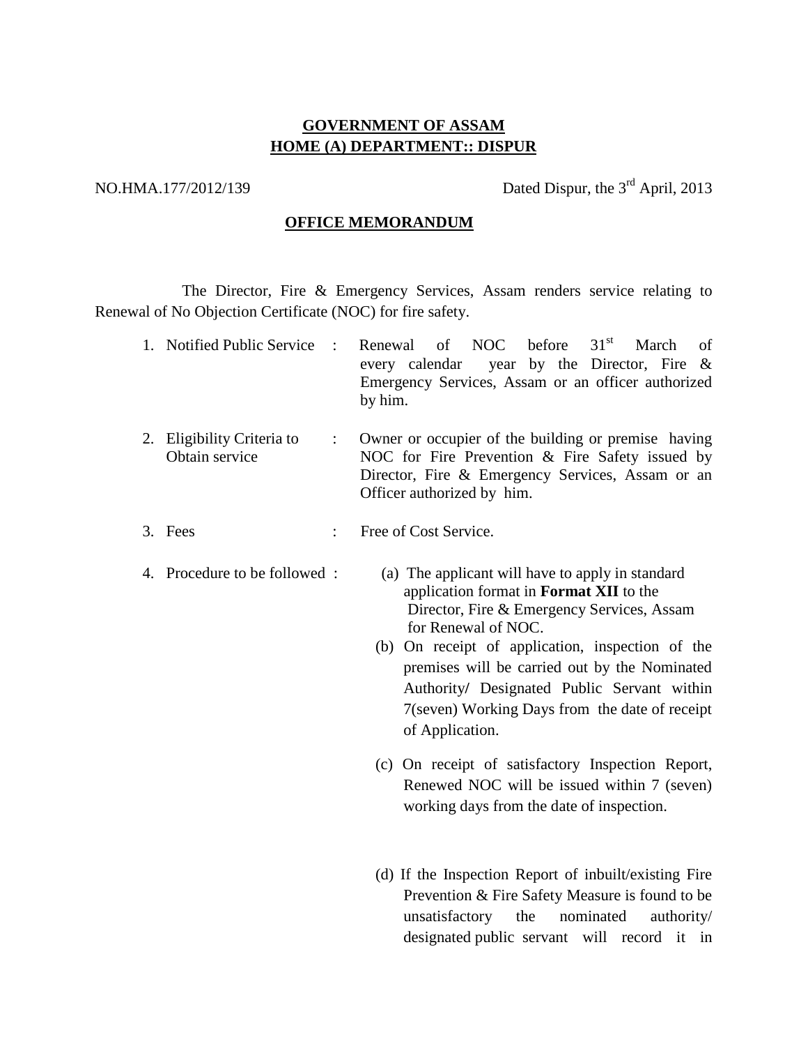**GOVERNMENT OF ASSAM**
**HOME (A) DEPARTMENT:: DISPUR**

NO.HMA.177/2012/139 Dated Dispur, the 3rd April, 2013

**OFFICE MEMORANDUM**

The Director, Fire & Emergency Services, Assam renders service relating to Renewal of No Objection Certificate (NOC) for fire safety.

1. Notified Public Service : Renewal of NOC before 31st March of every calendar year by the Director, Fire & Emergency Services, Assam or an officer authorized by him.

2. Eligibility Criteria to Obtain service : Owner or occupier of the building or premise having NOC for Fire Prevention & Fire Safety issued by Director, Fire & Emergency Services, Assam or an Officer authorized by him.

3. Fees : Free of Cost Service.

4. Procedure to be followed :
   - (a) The applicant will have to apply in standard application format in **Format XII** to the Director, Fire & Emergency Services, Assam for Renewal of NOC.
   - (b) On receipt of application, inspection of the premises will be carried out by the Nominated Authority/ Designated Public Servant within 7(seven) Working Days from the date of receipt of Application.
   - (c) On receipt of satisfactory Inspection Report, Renewed NOC will be issued within 7 (seven) working days from the date of inspection.
   - (d) If the Inspection Report of inbuilt/existing Fire Prevention & Fire Safety Measure is found to be unsatisfactory the nominated authority/ designated public servant will record it in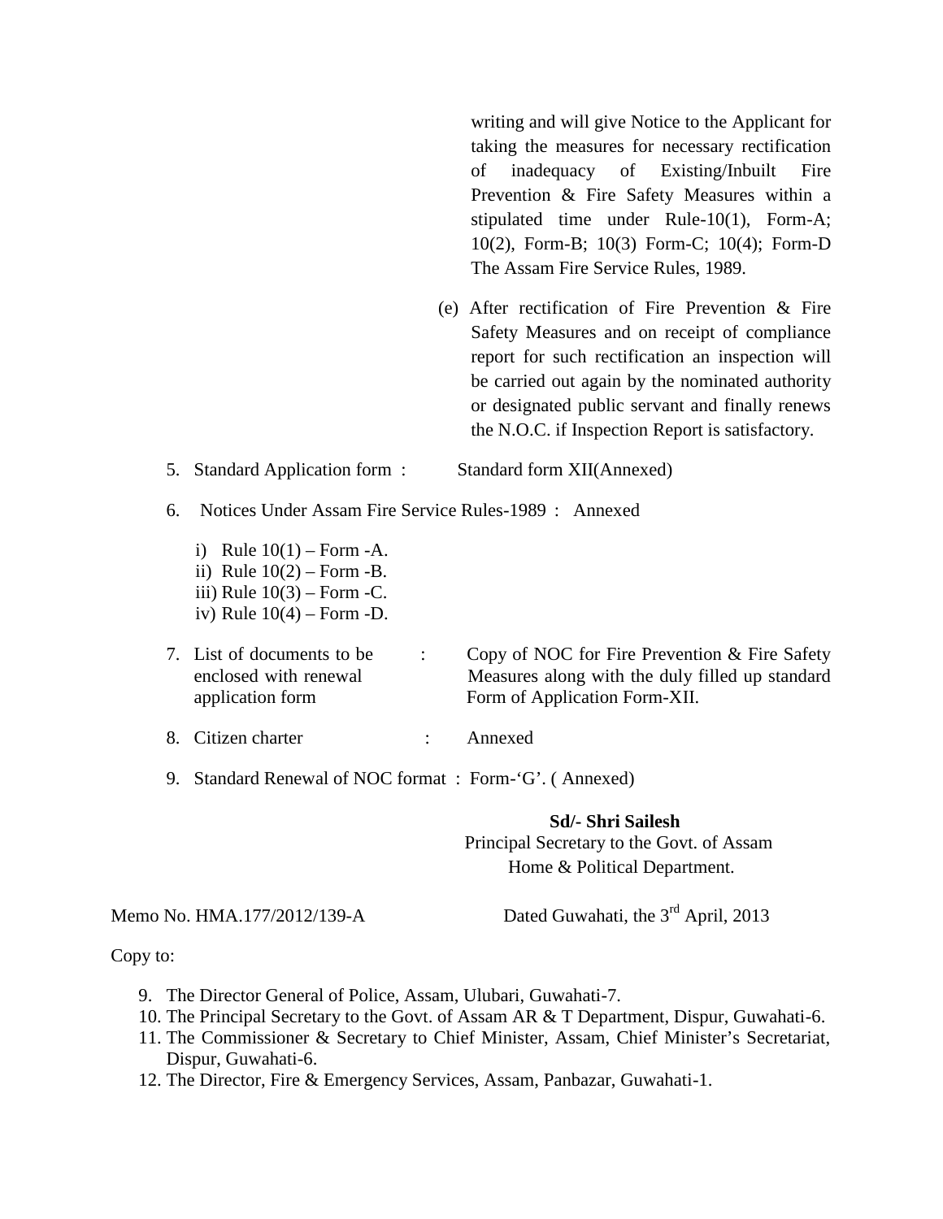writing and will give Notice to the Applicant for taking the measures for necessary rectification of inadequacy of Existing/Inbuilt Fire Prevention & Fire Safety Measures within a stipulated time under Rule-10(1), Form-A; 10(2), Form-B; 10(3) Form-C; 10(4); Form-D The Assam Fire Service Rules, 1989.

(e) After rectification of Fire Prevention & Fire Safety Measures and on receipt of compliance report for such rectification an inspection will be carried out again by the nominated authority or designated public servant and finally renews the N.O.C. if Inspection Report is satisfactory.

5. Standard Application form : Standard form XII(Annexed)

6. Notices Under Assam Fire Service Rules-1989 : Annexed

   i) Rule 10(1) – Form -A.
   ii) Rule 10(2) – Form -B.
   iii) Rule 10(3) – Form -C.
   iv) Rule 10(4) – Form -D.

7. List of documents to be enclosed with renewal application form : Copy of NOC for Fire Prevention & Fire Safety Measures along with the duly filled up standard Form of Application Form-XII.

8. Citizen charter : Annexed

9. Standard Renewal of NOC format : Form-'G'. ( Annexed)

**Sd/- Shri Sailesh**
Principal Secretary to the Govt. of Assam
Home & Political Department.

Memo No. HMA.177/2012/139-A Dated Guwahati, the 3rd April, 2013

Copy to:

9. The Director General of Police, Assam, Ulubari, Guwahati-7.
10. The Principal Secretary to the Govt. of Assam AR & T Department, Dispur, Guwahati-6.
11. The Commissioner & Secretary to Chief Minister, Assam, Chief Minister's Secretariat, Dispur, Guwahati-6.
12. The Director, Fire & Emergency Services, Assam, Panbazar, Guwahati-1.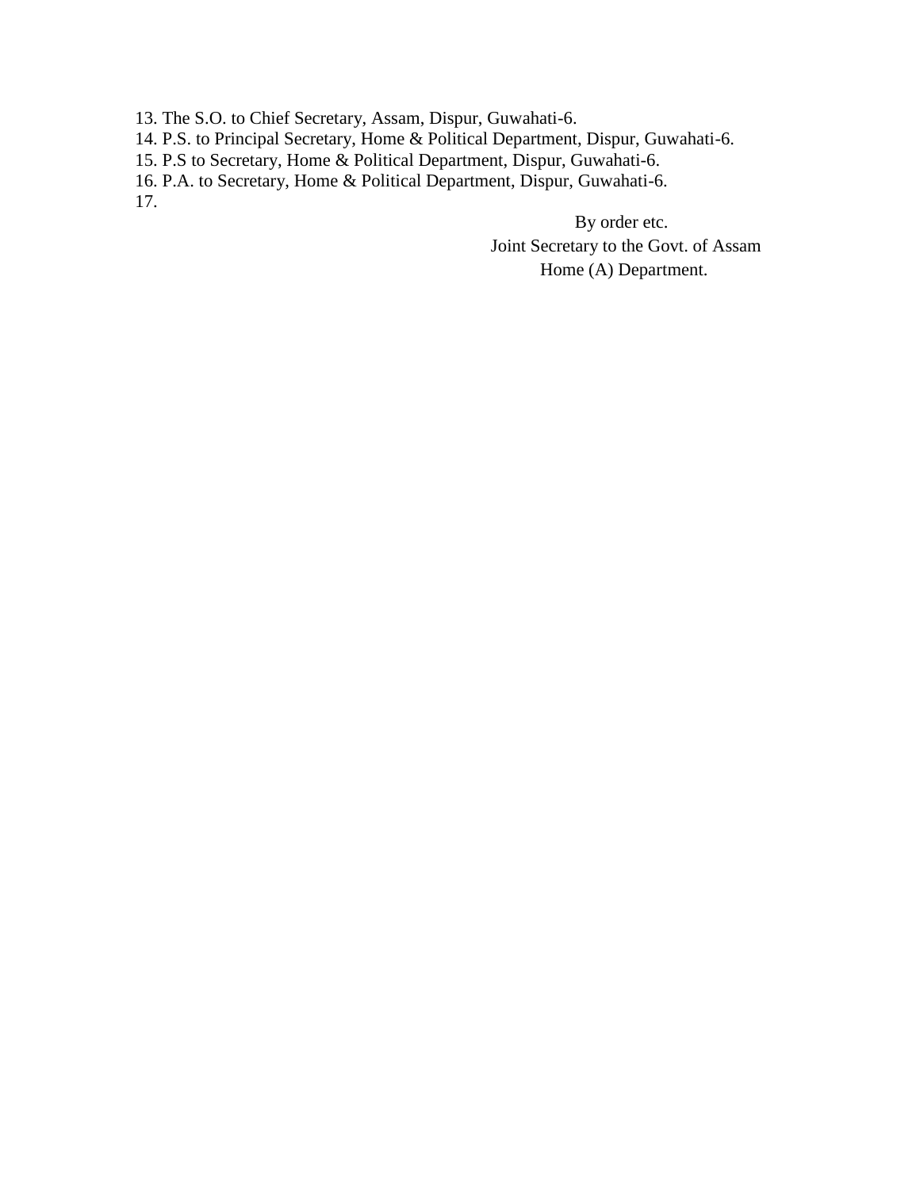13. The S.O. to Chief Secretary, Assam, Dispur, Guwahati-6.
14. P.S. to Principal Secretary, Home & Political Department, Dispur, Guwahati-6.
15. P.S to Secretary, Home & Political Department, Dispur, Guwahati-6.
16. P.A. to Secretary, Home & Political Department, Dispur, Guwahati-6.
17.

By order etc.
Joint Secretary to the Govt. of Assam
Home (A) Department.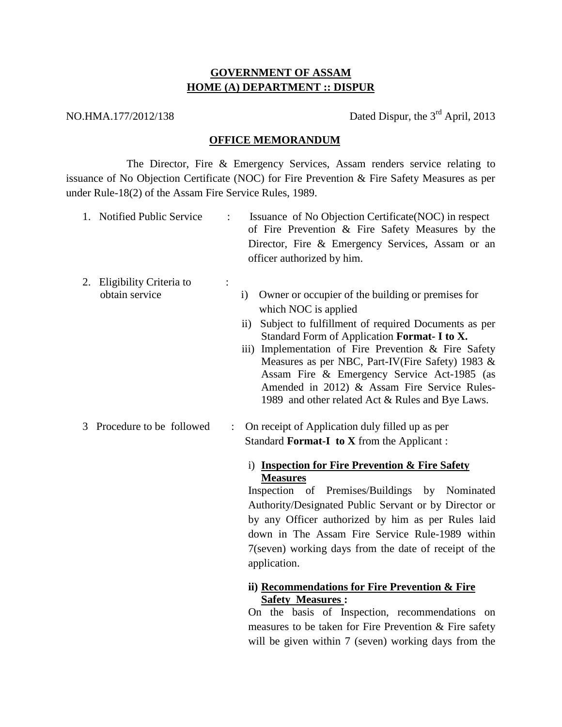**GOVERNMENT OF ASSAM**
**HOME (A) DEPARTMENT :: DISPUR**

NO.HMA.177/2012/138 Dated Dispur, the 3rd April, 2013

**OFFICE MEMORANDUM**

The Director, Fire & Emergency Services, Assam renders service relating to issuance of No Objection Certificate (NOC) for Fire Prevention & Fire Safety Measures as per under Rule-18(2) of the Assam Fire Service Rules, 1989.

1. Notified Public Service : Issuance of No Objection Certificate(NOC) in respect of Fire Prevention & Fire Safety Measures by the Director, Fire & Emergency Services, Assam or an officer authorized by him.

2. Eligibility Criteria to obtain service :
   - i) Owner or occupier of the building or premises for which NOC is applied
   - ii) Subject to fulfillment of required Documents as per Standard Form of Application **Format- I to X.**
   - iii) Implementation of Fire Prevention & Fire Safety Measures as per NBC, Part-IV(Fire Safety) 1983 & Assam Fire & Emergency Service Act-1985 (as Amended in 2012) & Assam Fire Service Rules-1989 and other related Act & Rules and Bye Laws.

3. Procedure to be followed : On receipt of Application duly filled up as per Standard **Format-I to X** from the Applicant :

   i) **Inspection for Fire Prevention & Fire Safety Measures**

   Inspection of Premises/Buildings by Nominated Authority/Designated Public Servant or by Director or by any Officer authorized by him as per Rules laid down in The Assam Fire Service Rule-1989 within 7(seven) working days from the date of receipt of the application.

   ii) **Recommendations for Fire Prevention & Fire Safety Measures :**

   On the basis of Inspection, recommendations on measures to be taken for Fire Prevention & Fire safety will be given within 7 (seven) working days from the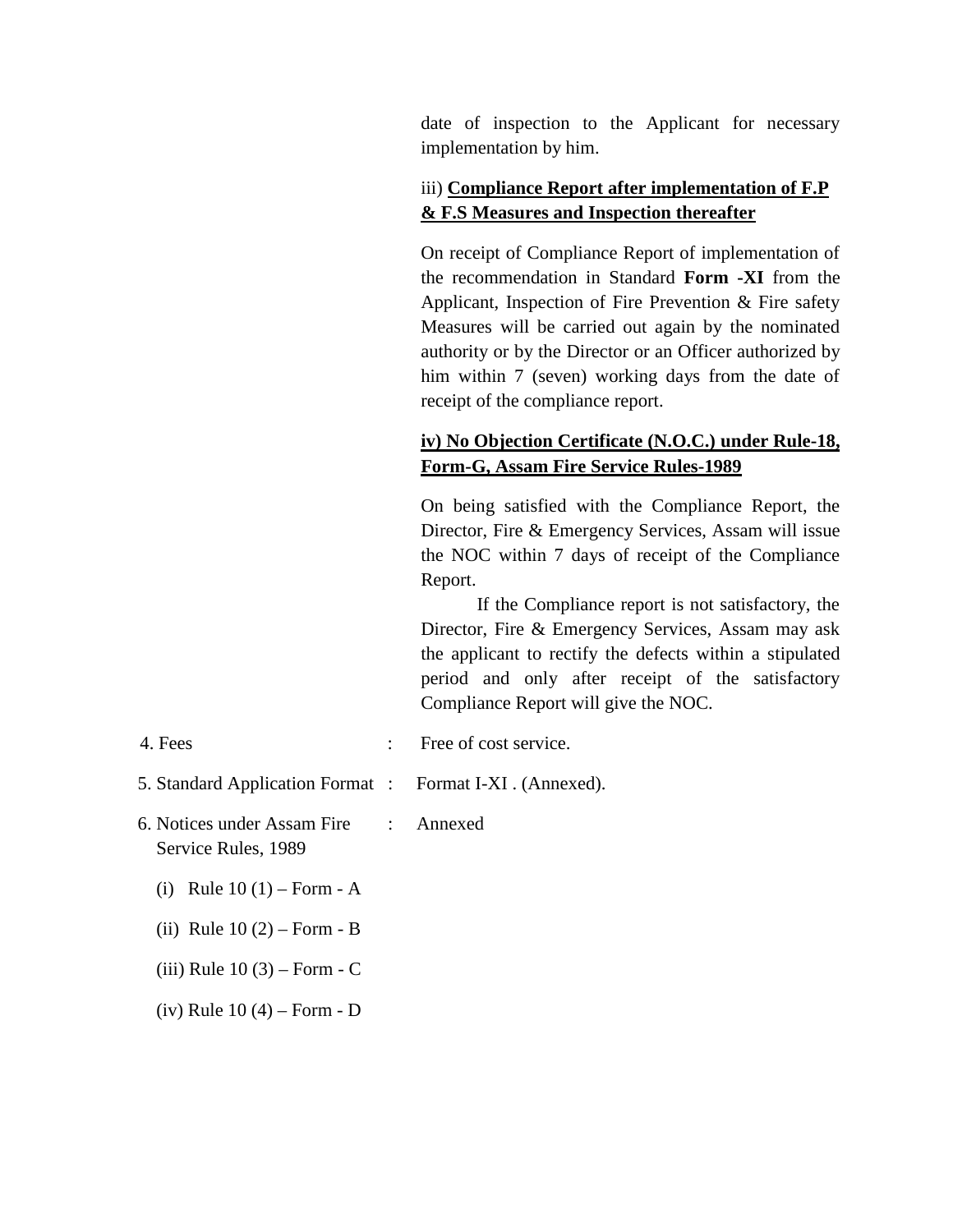date of inspection to the Applicant for necessary implementation by him.

iii) **Compliance Report after implementation of F.P & F.S Measures and Inspection thereafter**

On receipt of Compliance Report of implementation of the recommendation in Standard **Form -XI** from the Applicant, Inspection of Fire Prevention & Fire safety Measures will be carried out again by the nominated authority or by the Director or an Officer authorized by him within 7 (seven) working days from the date of receipt of the compliance report.

**iv) No Objection Certificate (N.O.C.) under Rule-18, Form-G, Assam Fire Service Rules-1989**

On being satisfied with the Compliance Report, the Director, Fire & Emergency Services, Assam will issue the NOC within 7 days of receipt of the Compliance Report.

If the Compliance report is not satisfactory, the Director, Fire & Emergency Services, Assam may ask the applicant to rectify the defects within a stipulated period and only after receipt of the satisfactory Compliance Report will give the NOC.

4. Fees : Free of cost service.

5. Standard Application Format : Format I-XI . (Annexed).

6. Notices under Assam Fire Service Rules, 1989 : Annexed

   (i) Rule 10 (1) – Form - A

   (ii) Rule 10 (2) – Form - B

   (iii) Rule 10 (3) – Form - C

   (iv) Rule 10 (4) – Form - D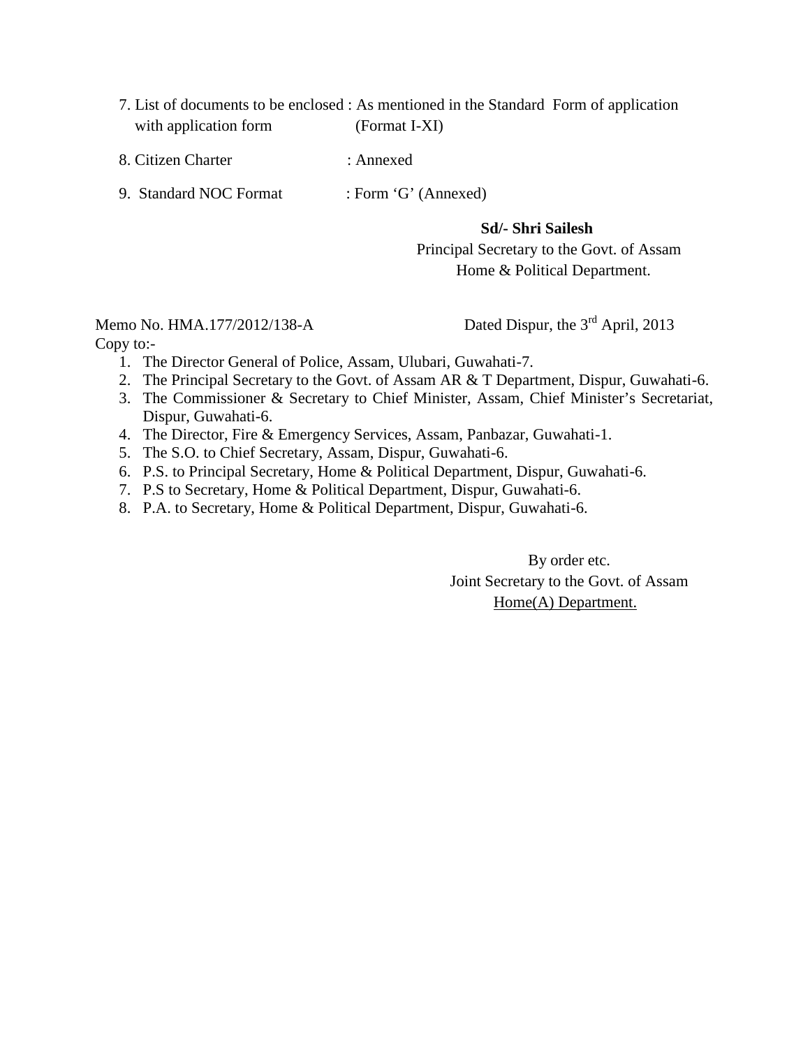7. List of documents to be enclosed with application form : As mentioned in the Standard Form of application (Format I-XI)

8. Citizen Charter : Annexed

9. Standard NOC Format : Form 'G' (Annexed)

**Sd/- Shri Sailesh**
Principal Secretary to the Govt. of Assam
Home & Political Department.

Memo No. HMA.177/2012/138-A Dated Dispur, the 3rd April, 2013

Copy to:-

1. The Director General of Police, Assam, Ulubari, Guwahati-7.
2. The Principal Secretary to the Govt. of Assam AR & T Department, Dispur, Guwahati-6.
3. The Commissioner & Secretary to Chief Minister, Assam, Chief Minister's Secretariat, Dispur, Guwahati-6.
4. The Director, Fire & Emergency Services, Assam, Panbazar, Guwahati-1.
5. The S.O. to Chief Secretary, Assam, Dispur, Guwahati-6.
6. P.S. to Principal Secretary, Home & Political Department, Dispur, Guwahati-6.
7. P.S to Secretary, Home & Political Department, Dispur, Guwahati-6.
8. P.A. to Secretary, Home & Political Department, Dispur, Guwahati-6.

By order etc.
Joint Secretary to the Govt. of Assam
Home(A) Department.